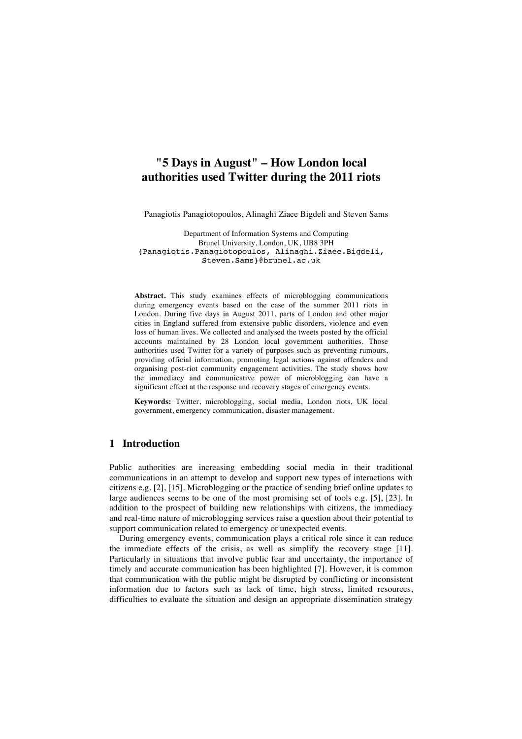# "5 Days in August" – How London local authorities used Twitter during the 2011 riots

Panagiotis Panagiotopoulos, Alinaghi Ziaee Bigdeli and Steven Sams

Department of Information Systems and Computing
Brunel University, London, UK, UB8 3PH
{Panagiotis.Panagiotopoulos, Alinaghi.Ziaee.Bigdeli, Steven.Sams}@brunel.ac.uk

**Abstract.** This study examines effects of microblogging communications during emergency events based on the case of the summer 2011 riots in London. During five days in August 2011, parts of London and other major cities in England suffered from extensive public disorders, violence and even loss of human lives. We collected and analysed the tweets posted by the official accounts maintained by 28 London local government authorities. Those authorities used Twitter for a variety of purposes such as preventing rumours, providing official information, promoting legal actions against offenders and organising post-riot community engagement activities. The study shows how the immediacy and communicative power of microblogging can have a significant effect at the response and recovery stages of emergency events.

**Keywords:** Twitter, microblogging, social media, London riots, UK local government, emergency communication, disaster management.

## 1 Introduction

Public authorities are increasing embedding social media in their traditional communications in an attempt to develop and support new types of interactions with citizens e.g. [2], [15]. Microblogging or the practice of sending brief online updates to large audiences seems to be one of the most promising set of tools e.g. [5], [23]. In addition to the prospect of building new relationships with citizens, the immediacy and real-time nature of microblogging services raise a question about their potential to support communication related to emergency or unexpected events.

During emergency events, communication plays a critical role since it can reduce the immediate effects of the crisis, as well as simplify the recovery stage [11]. Particularly in situations that involve public fear and uncertainty, the importance of timely and accurate communication has been highlighted [7]. However, it is common that communication with the public might be disrupted by conflicting or inconsistent information due to factors such as lack of time, high stress, limited resources, difficulties to evaluate the situation and design an appropriate dissemination strategy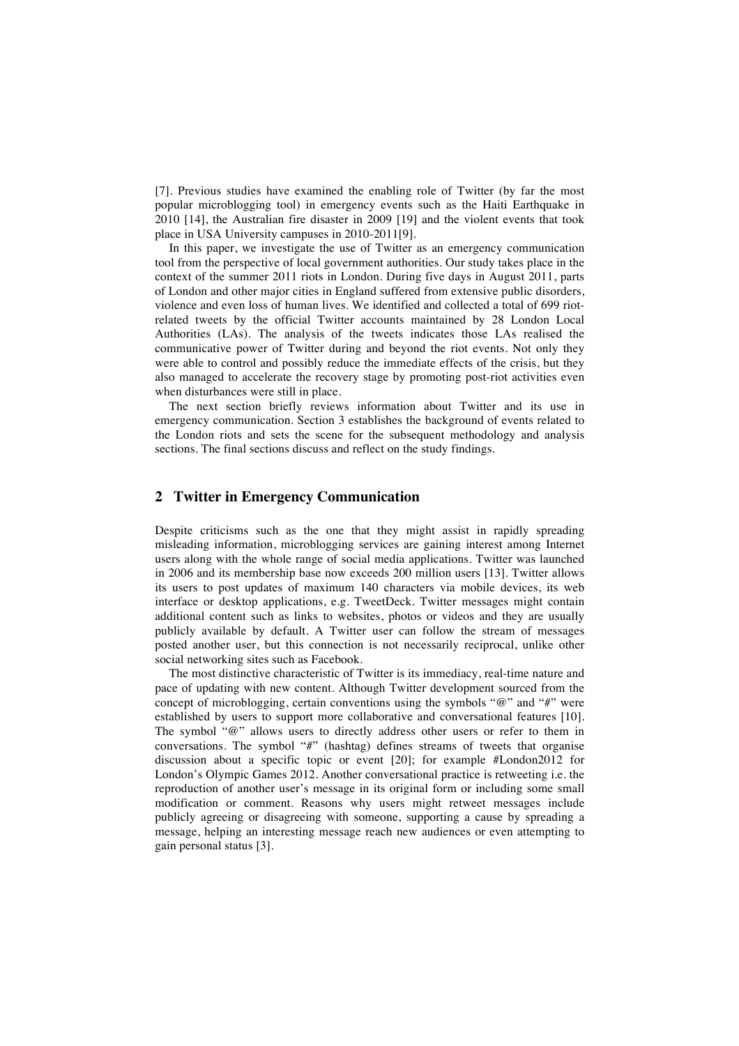[7]. Previous studies have examined the enabling role of Twitter (by far the most popular microblogging tool) in emergency events such as the Haiti Earthquake in 2010 [14], the Australian fire disaster in 2009 [19] and the violent events that took place in USA University campuses in 2010-2011[9].

In this paper, we investigate the use of Twitter as an emergency communication tool from the perspective of local government authorities. Our study takes place in the context of the summer 2011 riots in London. During five days in August 2011, parts of London and other major cities in England suffered from extensive public disorders, violence and even loss of human lives. We identified and collected a total of 699 riot-related tweets by the official Twitter accounts maintained by 28 London Local Authorities (LAs). The analysis of the tweets indicates those LAs realised the communicative power of Twitter during and beyond the riot events. Not only they were able to control and possibly reduce the immediate effects of the crisis, but they also managed to accelerate the recovery stage by promoting post-riot activities even when disturbances were still in place.

The next section briefly reviews information about Twitter and its use in emergency communication. Section 3 establishes the background of events related to the London riots and sets the scene for the subsequent methodology and analysis sections. The final sections discuss and reflect on the study findings.

## 2 Twitter in Emergency Communication

Despite criticisms such as the one that they might assist in rapidly spreading misleading information, microblogging services are gaining interest among Internet users along with the whole range of social media applications. Twitter was launched in 2006 and its membership base now exceeds 200 million users [13]. Twitter allows its users to post updates of maximum 140 characters via mobile devices, its web interface or desktop applications, e.g. TweetDeck. Twitter messages might contain additional content such as links to websites, photos or videos and they are usually publicly available by default. A Twitter user can follow the stream of messages posted another user, but this connection is not necessarily reciprocal, unlike other social networking sites such as Facebook.

The most distinctive characteristic of Twitter is its immediacy, real-time nature and pace of updating with new content. Although Twitter development sourced from the concept of microblogging, certain conventions using the symbols "@" and "#" were established by users to support more collaborative and conversational features [10]. The symbol "@" allows users to directly address other users or refer to them in conversations. The symbol "#" (hashtag) defines streams of tweets that organise discussion about a specific topic or event [20]; for example #London2012 for London's Olympic Games 2012. Another conversational practice is retweeting i.e. the reproduction of another user's message in its original form or including some small modification or comment. Reasons why users might retweet messages include publicly agreeing or disagreeing with someone, supporting a cause by spreading a message, helping an interesting message reach new audiences or even attempting to gain personal status [3].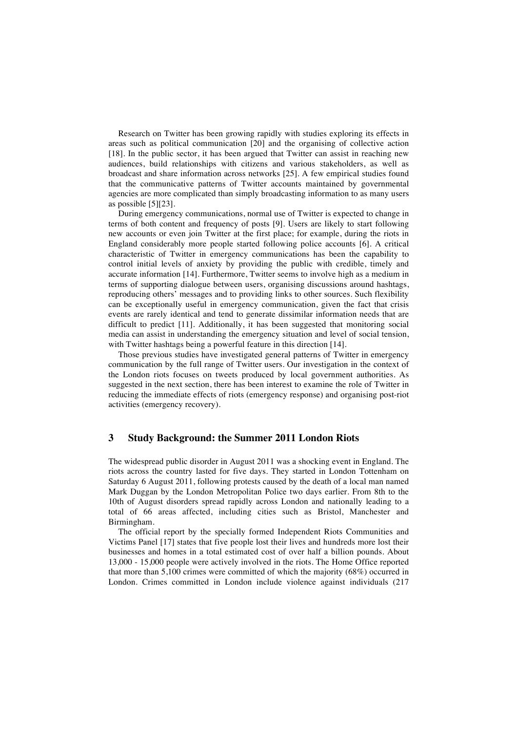Research on Twitter has been growing rapidly with studies exploring its effects in areas such as political communication [20] and the organising of collective action [18]. In the public sector, it has been argued that Twitter can assist in reaching new audiences, build relationships with citizens and various stakeholders, as well as broadcast and share information across networks [25]. A few empirical studies found that the communicative patterns of Twitter accounts maintained by governmental agencies are more complicated than simply broadcasting information to as many users as possible [5][23].

During emergency communications, normal use of Twitter is expected to change in terms of both content and frequency of posts [9]. Users are likely to start following new accounts or even join Twitter at the first place; for example, during the riots in England considerably more people started following police accounts [6]. A critical characteristic of Twitter in emergency communications has been the capability to control initial levels of anxiety by providing the public with credible, timely and accurate information [14]. Furthermore, Twitter seems to involve high as a medium in terms of supporting dialogue between users, organising discussions around hashtags, reproducing others' messages and to providing links to other sources. Such flexibility can be exceptionally useful in emergency communication, given the fact that crisis events are rarely identical and tend to generate dissimilar information needs that are difficult to predict [11]. Additionally, it has been suggested that monitoring social media can assist in understanding the emergency situation and level of social tension, with Twitter hashtags being a powerful feature in this direction [14].

Those previous studies have investigated general patterns of Twitter in emergency communication by the full range of Twitter users. Our investigation in the context of the London riots focuses on tweets produced by local government authorities. As suggested in the next section, there has been interest to examine the role of Twitter in reducing the immediate effects of riots (emergency response) and organising post-riot activities (emergency recovery).

## 3 Study Background: the Summer 2011 London Riots

The widespread public disorder in August 2011 was a shocking event in England. The riots across the country lasted for five days. They started in London Tottenham on Saturday 6 August 2011, following protests caused by the death of a local man named Mark Duggan by the London Metropolitan Police two days earlier. From 8th to the 10th of August disorders spread rapidly across London and nationally leading to a total of 66 areas affected, including cities such as Bristol, Manchester and Birmingham.

The official report by the specially formed Independent Riots Communities and Victims Panel [17] states that five people lost their lives and hundreds more lost their businesses and homes in a total estimated cost of over half a billion pounds. About 13,000 - 15,000 people were actively involved in the riots. The Home Office reported that more than 5,100 crimes were committed of which the majority (68%) occurred in London. Crimes committed in London include violence against individuals (217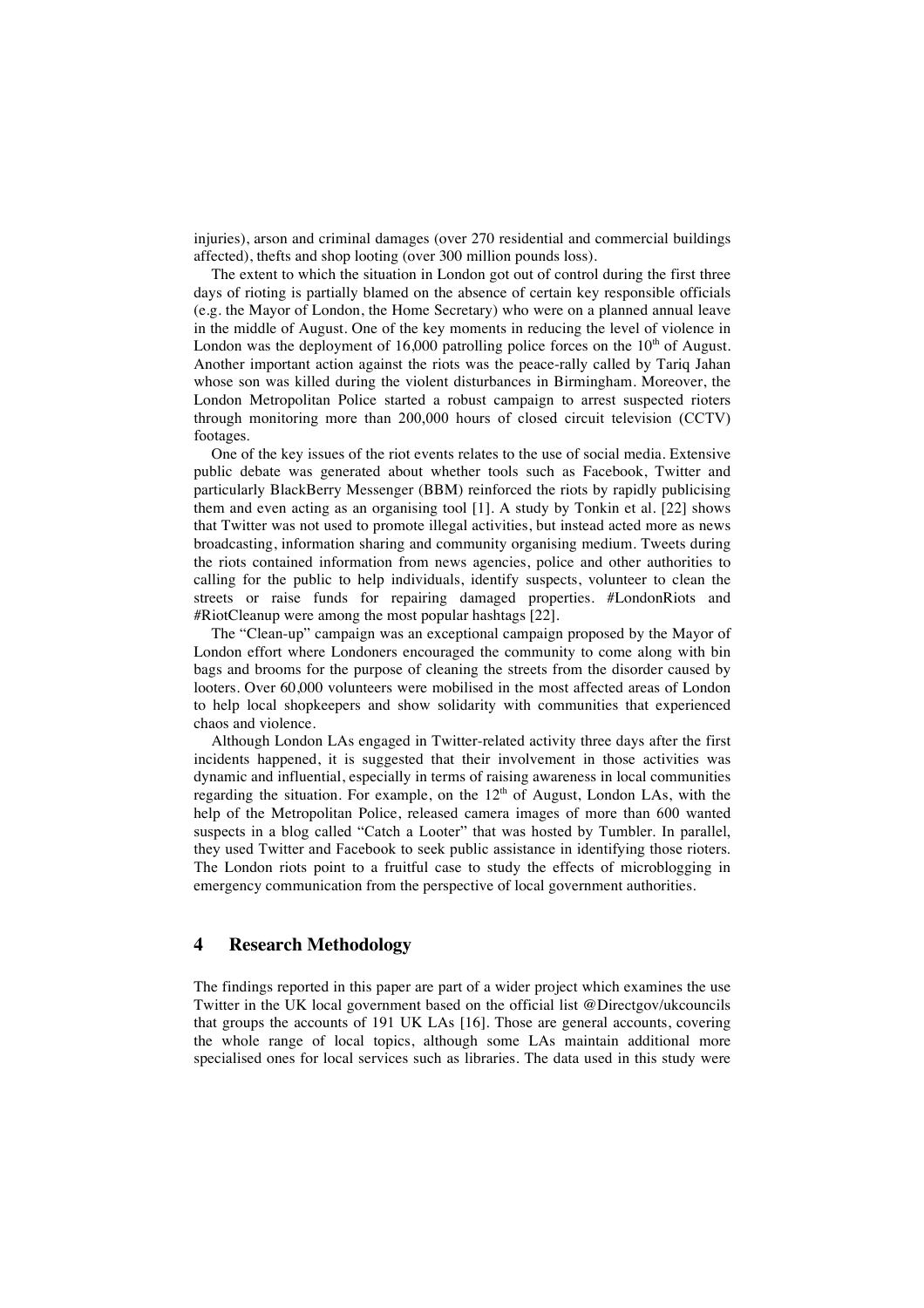injuries), arson and criminal damages (over 270 residential and commercial buildings affected), thefts and shop looting (over 300 million pounds loss).

The extent to which the situation in London got out of control during the first three days of rioting is partially blamed on the absence of certain key responsible officials (e.g. the Mayor of London, the Home Secretary) who were on a planned annual leave in the middle of August. One of the key moments in reducing the level of violence in London was the deployment of 16,000 patrolling police forces on the 10th of August. Another important action against the riots was the peace-rally called by Tariq Jahan whose son was killed during the violent disturbances in Birmingham. Moreover, the London Metropolitan Police started a robust campaign to arrest suspected rioters through monitoring more than 200,000 hours of closed circuit television (CCTV) footages.

One of the key issues of the riot events relates to the use of social media. Extensive public debate was generated about whether tools such as Facebook, Twitter and particularly BlackBerry Messenger (BBM) reinforced the riots by rapidly publicising them and even acting as an organising tool [1]. A study by Tonkin et al. [22] shows that Twitter was not used to promote illegal activities, but instead acted more as news broadcasting, information sharing and community organising medium. Tweets during the riots contained information from news agencies, police and other authorities to calling for the public to help individuals, identify suspects, volunteer to clean the streets or raise funds for repairing damaged properties. #LondonRiots and #RiotCleanup were among the most popular hashtags [22].

The "Clean-up" campaign was an exceptional campaign proposed by the Mayor of London effort where Londoners encouraged the community to come along with bin bags and brooms for the purpose of cleaning the streets from the disorder caused by looters. Over 60,000 volunteers were mobilised in the most affected areas of London to help local shopkeepers and show solidarity with communities that experienced chaos and violence.

Although London LAs engaged in Twitter-related activity three days after the first incidents happened, it is suggested that their involvement in those activities was dynamic and influential, especially in terms of raising awareness in local communities regarding the situation. For example, on the 12th of August, London LAs, with the help of the Metropolitan Police, released camera images of more than 600 wanted suspects in a blog called "Catch a Looter" that was hosted by Tumbler. In parallel, they used Twitter and Facebook to seek public assistance in identifying those rioters. The London riots point to a fruitful case to study the effects of microblogging in emergency communication from the perspective of local government authorities.

## 4 Research Methodology

The findings reported in this paper are part of a wider project which examines the use Twitter in the UK local government based on the official list @Directgov/ukcouncils that groups the accounts of 191 UK LAs [16]. Those are general accounts, covering the whole range of local topics, although some LAs maintain additional more specialised ones for local services such as libraries. The data used in this study were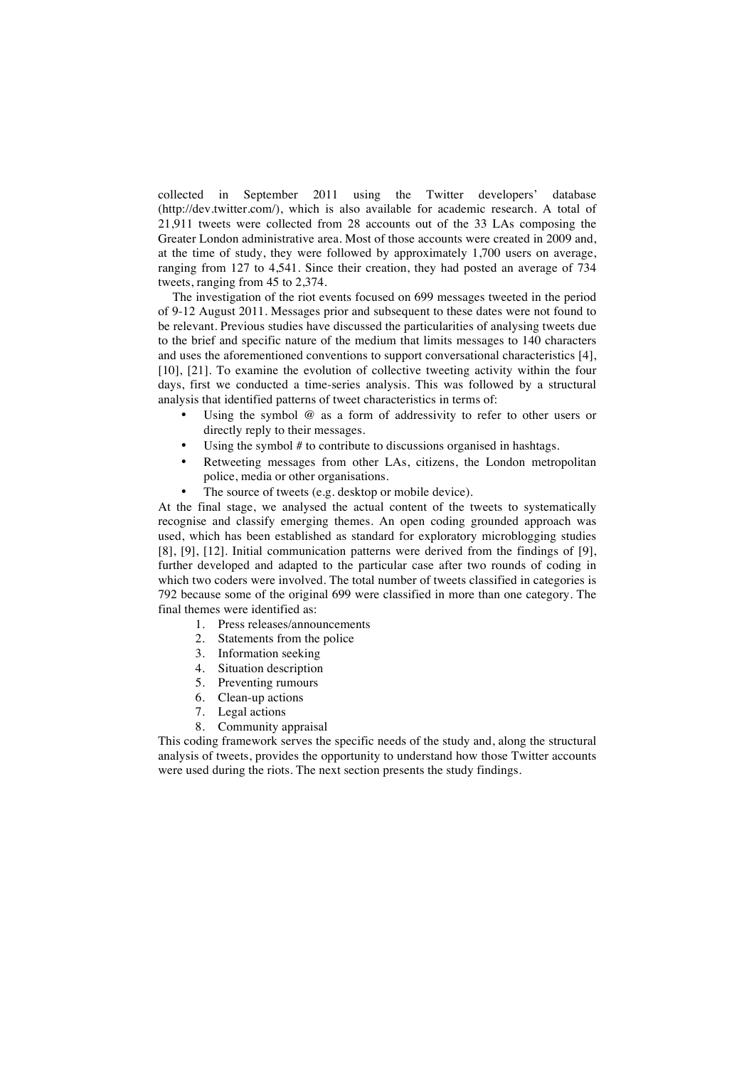collected in September 2011 using the Twitter developers' database (http://dev.twitter.com/), which is also available for academic research. A total of 21,911 tweets were collected from 28 accounts out of the 33 LAs composing the Greater London administrative area. Most of those accounts were created in 2009 and, at the time of study, they were followed by approximately 1,700 users on average, ranging from 127 to 4,541. Since their creation, they had posted an average of 734 tweets, ranging from 45 to 2,374.

The investigation of the riot events focused on 699 messages tweeted in the period of 9-12 August 2011. Messages prior and subsequent to these dates were not found to be relevant. Previous studies have discussed the particularities of analysing tweets due to the brief and specific nature of the medium that limits messages to 140 characters and uses the aforementioned conventions to support conversational characteristics [4], [10], [21]. To examine the evolution of collective tweeting activity within the four days, first we conducted a time-series analysis. This was followed by a structural analysis that identified patterns of tweet characteristics in terms of:

- Using the symbol @ as a form of addressivity to refer to other users or directly reply to their messages.
- Using the symbol # to contribute to discussions organised in hashtags.
- Retweeting messages from other LAs, citizens, the London metropolitan police, media or other organisations.
- The source of tweets (e.g. desktop or mobile device).

At the final stage, we analysed the actual content of the tweets to systematically recognise and classify emerging themes. An open coding grounded approach was used, which has been established as standard for exploratory microblogging studies [8], [9], [12]. Initial communication patterns were derived from the findings of [9], further developed and adapted to the particular case after two rounds of coding in which two coders were involved. The total number of tweets classified in categories is 792 because some of the original 699 were classified in more than one category. The final themes were identified as:

1. Press releases/announcements
2. Statements from the police
3. Information seeking
4. Situation description
5. Preventing rumours
6. Clean-up actions
7. Legal actions
8. Community appraisal

This coding framework serves the specific needs of the study and, along the structural analysis of tweets, provides the opportunity to understand how those Twitter accounts were used during the riots. The next section presents the study findings.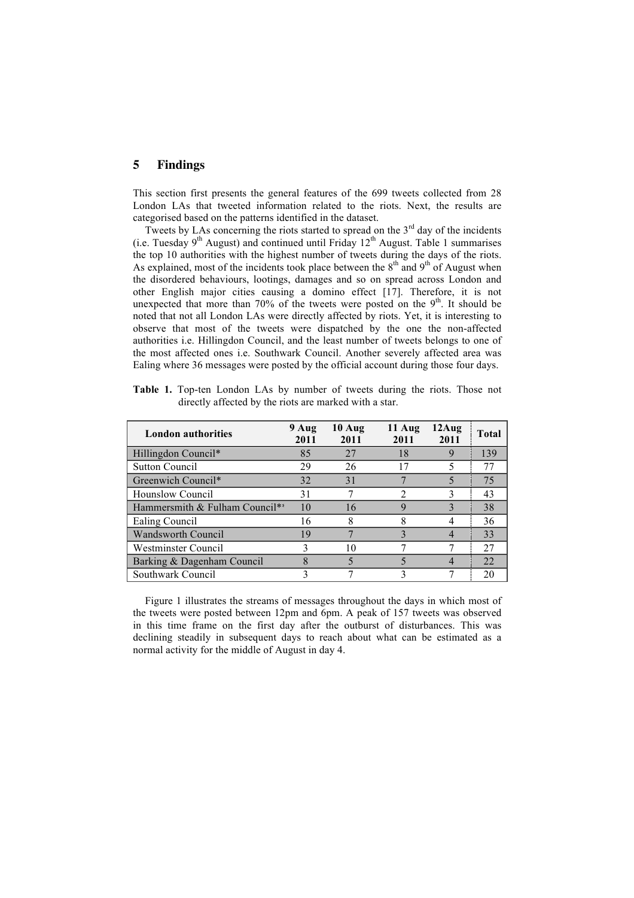# 5 Findings

This section first presents the general features of the 699 tweets collected from 28 London LAs that tweeted information related to the riots. Next, the results are categorised based on the patterns identified in the dataset.

Tweets by LAs concerning the riots started to spread on the 3rd day of the incidents (i.e. Tuesday 9th August) and continued until Friday 12th August. Table 1 summarises the top 10 authorities with the highest number of tweets during the days of the riots. As explained, most of the incidents took place between the 8th and 9th of August when the disordered behaviours, lootings, damages and so on spread across London and other English major cities causing a domino effect [17]. Therefore, it is not unexpected that more than 70% of the tweets were posted on the 9th. It should be noted that not all London LAs were directly affected by riots. Yet, it is interesting to observe that most of the tweets were dispatched by the one the non-affected authorities i.e. Hillingdon Council, and the least number of tweets belongs to one of the most affected ones i.e. Southwark Council. Another severely affected area was Ealing where 36 messages were posted by the official account during those four days.

**Table 1.** Top-ten London LAs by number of tweets during the riots. Those not directly affected by the riots are marked with a star.

| London authorities | 9 Aug 2011 | 10 Aug 2011 | 11 Aug 2011 | 12Aug 2011 | Total |
|---|---|---|---|---|---|
| Hillingdon Council* | 85 | 27 | 18 | 9 | 139 |
| Sutton Council | 29 | 26 | 17 | 5 | 77 |
| Greenwich Council* | 32 | 31 | 7 | 5 | 75 |
| Hounslow Council | 31 | 7 | 2 | 3 | 43 |
| Hammersmith & Fulham Council*[3] | 10 | 16 | 9 | 3 | 38 |
| Ealing Council | 16 | 8 | 8 | 4 | 36 |
| Wandsworth Council | 19 | 7 | 3 | 4 | 33 |
| Westminster Council | 3 | 10 | 7 | 7 | 27 |
| Barking & Dagenham Council | 8 | 5 | 5 | 4 | 22 |
| Southwark Council | 3 | 7 | 3 | 7 | 20 |

Figure 1 illustrates the streams of messages throughout the days in which most of the tweets were posted between 12pm and 6pm. A peak of 157 tweets was observed in this time frame on the first day after the outburst of disturbances. This was declining steadily in subsequent days to reach about what can be estimated as a normal activity for the middle of August in day 4.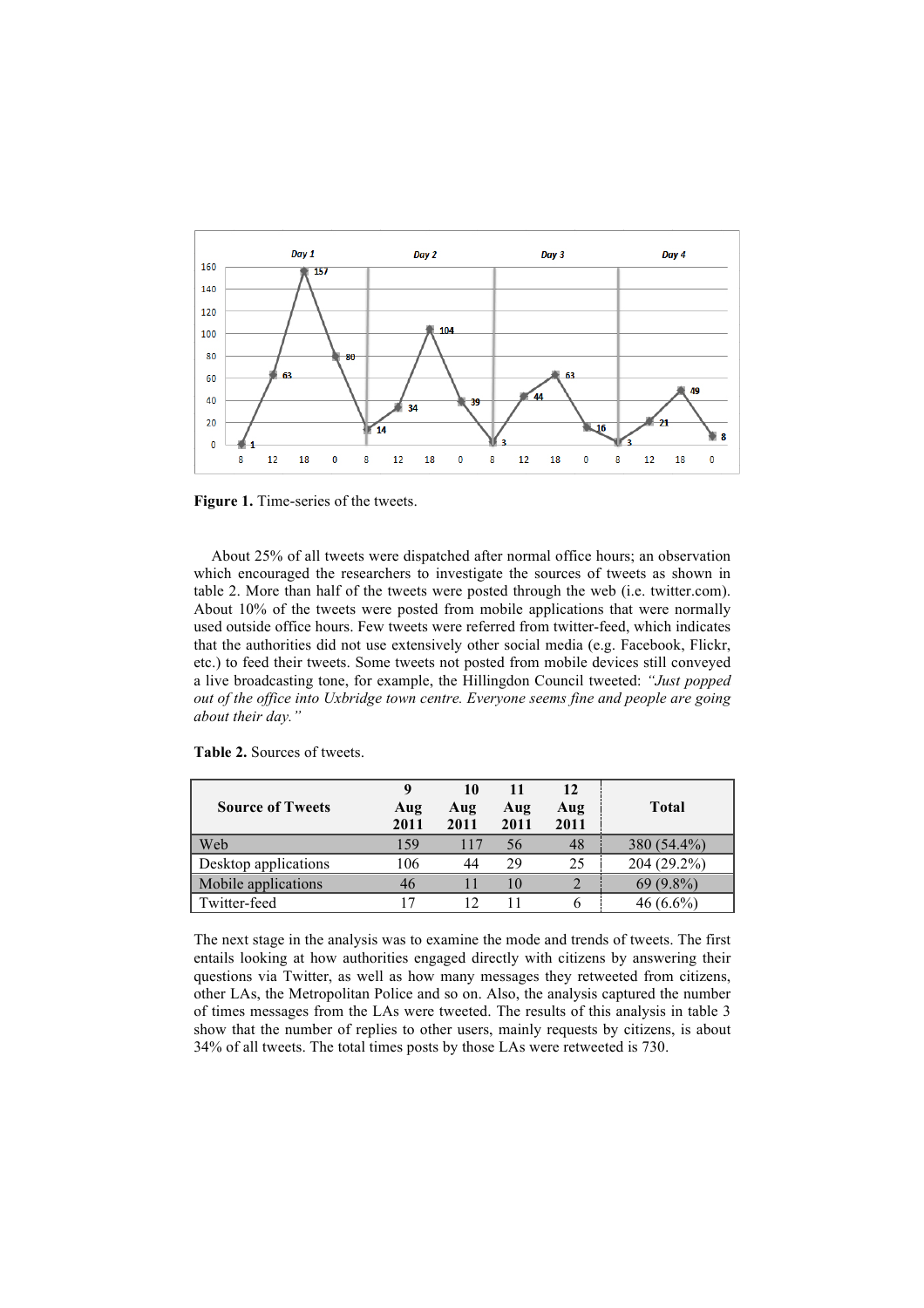Figure 1. Time-series of the tweets.

About 25% of all tweets were dispatched after normal office hours; an observation which encouraged the researchers to investigate the sources of tweets as shown in table 2. More than half of the tweets were posted through the web (i.e. twitter.com). About 10% of the tweets were posted from mobile applications that were normally used outside office hours. Few tweets were referred from twitter-feed, which indicates that the authorities did not use extensively other social media (e.g. Facebook, Flickr, etc.) to feed their tweets. Some tweets not posted from mobile devices still conveyed a live broadcasting tone, for example, the Hillingdon Council tweeted: *"Just popped out of the office into Uxbridge town centre. Everyone seems fine and people are going about their day."*

**Table 2.** Sources of tweets.

| Source of Tweets | 9 Aug 2011 | 10 Aug 2011 | 11 Aug 2011 | 12 Aug 2011 | Total |
|---|---|---|---|---|---|
| Web | 159 | 117 | 56 | 48 | 380 (54.4%) |
| Desktop applications | 106 | 44 | 29 | 25 | 204 (29.2%) |
| Mobile applications | 46 | 11 | 10 | 2 | 69 (9.8%) |
| Twitter-feed | 17 | 12 | 11 | 6 | 46 (6.6%) |

The next stage in the analysis was to examine the mode and trends of tweets. The first entails looking at how authorities engaged directly with citizens by answering their questions via Twitter, as well as how many messages they retweeted from citizens, other LAs, the Metropolitan Police and so on. Also, the analysis captured the number of times messages from the LAs were tweeted. The results of this analysis in table 3 show that the number of replies to other users, mainly requests by citizens, is about 34% of all tweets. The total times posts by those LAs were retweeted is 730.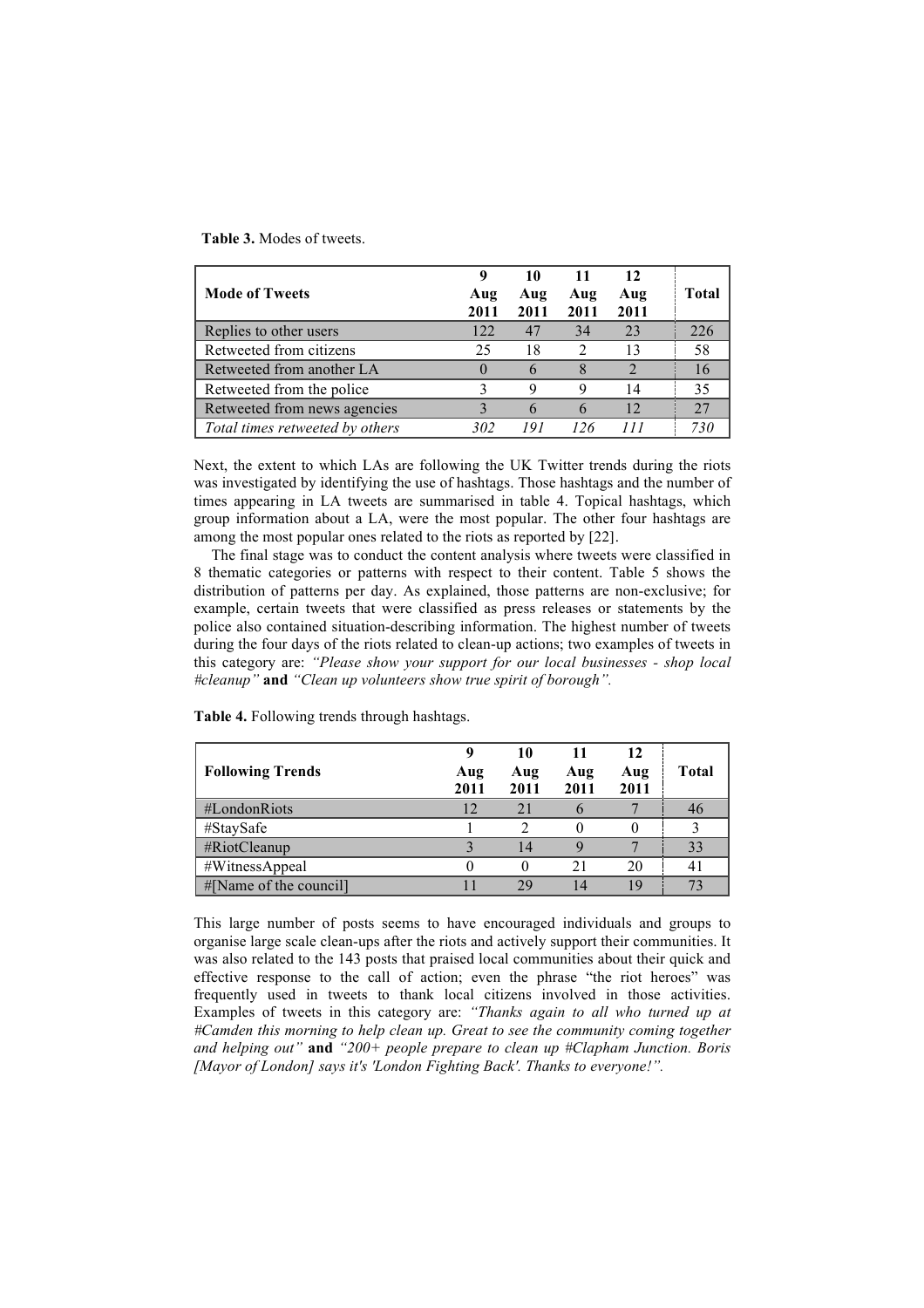**Table 3.** Modes of tweets.

| Mode of Tweets | 9 Aug 2011 | 10 Aug 2011 | 11 Aug 2011 | 12 Aug 2011 | Total |
|---|---|---|---|---|---|
| Replies to other users | 122 | 47 | 34 | 23 | 226 |
| Retweeted from citizens | 25 | 18 | 2 | 13 | 58 |
| Retweeted from another LA | 0 | 6 | 8 | 2 | 16 |
| Retweeted from the police | 3 | 9 | 9 | 14 | 35 |
| Retweeted from news agencies | 3 | 6 | 6 | 12 | 27 |
| *Total times retweeted by others* | *302* | *191* | *126* | *111* | *730* |

Next, the extent to which LAs are following the UK Twitter trends during the riots was investigated by identifying the use of hashtags. Those hashtags and the number of times appearing in LA tweets are summarised in table 4. Topical hashtags, which group information about a LA, were the most popular. The other four hashtags are among the most popular ones related to the riots as reported by [22].

The final stage was to conduct the content analysis where tweets were classified in 8 thematic categories or patterns with respect to their content. Table 5 shows the distribution of patterns per day. As explained, those patterns are non-exclusive; for example, certain tweets that were classified as press releases or statements by the police also contained situation-describing information. The highest number of tweets during the four days of the riots related to clean-up actions; two examples of tweets in this category are: *"Please show your support for our local businesses - shop local #cleanup"* **and** *"Clean up volunteers show true spirit of borough".*

**Table 4.** Following trends through hashtags.

| Following Trends | 9 Aug 2011 | 10 Aug 2011 | 11 Aug 2011 | 12 Aug 2011 | Total |
|---|---|---|---|---|---|
| #LondonRiots | 12 | 21 | 6 | 7 | 46 |
| #StaySafe | 1 | 2 | 0 | 0 | 3 |
| #RiotCleanup | 3 | 14 | 9 | 7 | 33 |
| #WitnessAppeal | 0 | 0 | 21 | 20 | 41 |
| #[Name of the council] | 11 | 29 | 14 | 19 | 73 |

This large number of posts seems to have encouraged individuals and groups to organise large scale clean-ups after the riots and actively support their communities. It was also related to the 143 posts that praised local communities about their quick and effective response to the call of action; even the phrase "the riot heroes" was frequently used in tweets to thank local citizens involved in those activities. Examples of tweets in this category are: *"Thanks again to all who turned up at #Camden this morning to help clean up. Great to see the community coming together and helping out"* **and** *"200+ people prepare to clean up #Clapham Junction. Boris [Mayor of London] says it's 'London Fighting Back'. Thanks to everyone!".*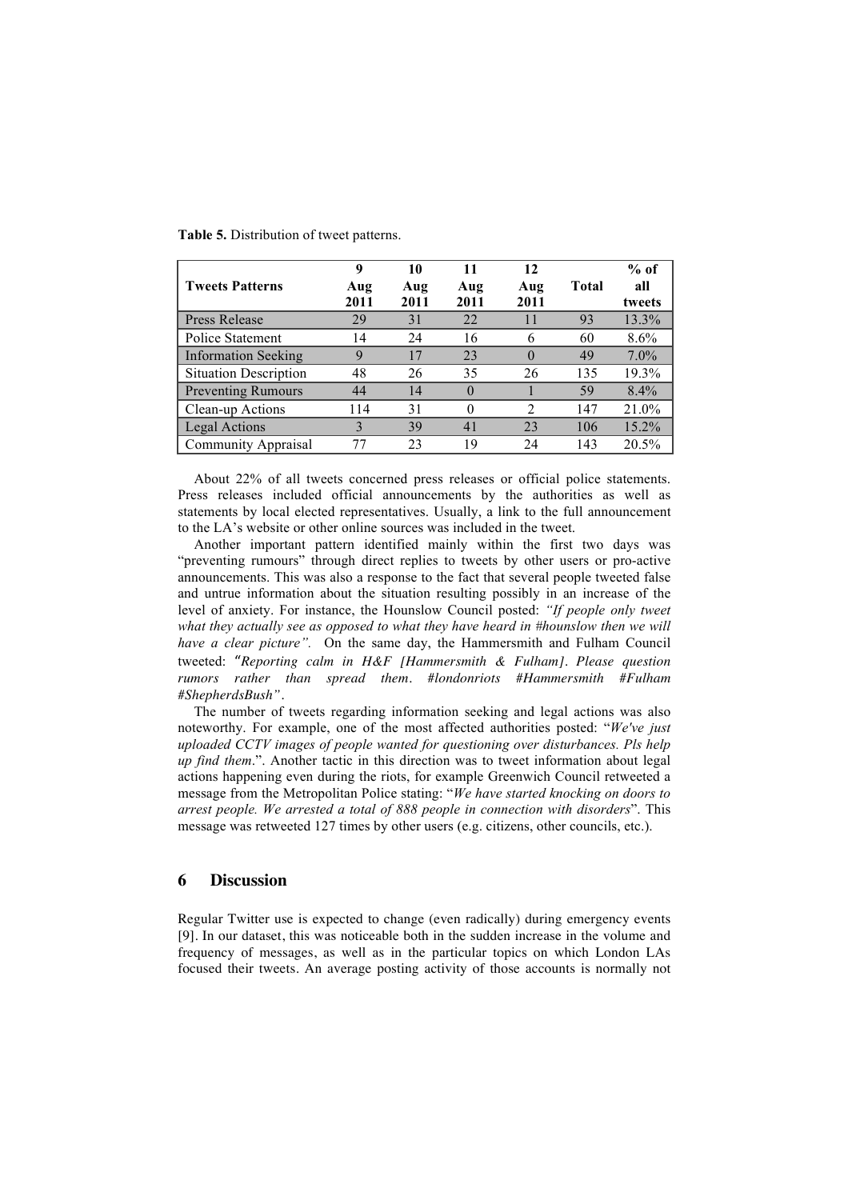**Table 5.** Distribution of tweet patterns.

| Tweets Patterns | 9 Aug 2011 | 10 Aug 2011 | 11 Aug 2011 | 12 Aug 2011 | Total | % of all tweets |
|---|---|---|---|---|---|---|
| Press Release | 29 | 31 | 22 | 11 | 93 | 13.3% |
| Police Statement | 14 | 24 | 16 | 6 | 60 | 8.6% |
| Information Seeking | 9 | 17 | 23 | 0 | 49 | 7.0% |
| Situation Description | 48 | 26 | 35 | 26 | 135 | 19.3% |
| Preventing Rumours | 44 | 14 | 0 | 1 | 59 | 8.4% |
| Clean-up Actions | 114 | 31 | 0 | 2 | 147 | 21.0% |
| Legal Actions | 3 | 39 | 41 | 23 | 106 | 15.2% |
| Community Appraisal | 77 | 23 | 19 | 24 | 143 | 20.5% |

About 22% of all tweets concerned press releases or official police statements. Press releases included official announcements by the authorities as well as statements by local elected representatives. Usually, a link to the full announcement to the LA's website or other online sources was included in the tweet.

Another important pattern identified mainly within the first two days was "preventing rumours" through direct replies to tweets by other users or pro-active announcements. This was also a response to the fact that several people tweeted false and untrue information about the situation resulting possibly in an increase of the level of anxiety. For instance, the Hounslow Council posted: *"If people only tweet what they actually see as opposed to what they have heard in #hounslow then we will have a clear picture".* On the same day, the Hammersmith and Fulham Council tweeted: *"Reporting calm in H&F [Hammersmith & Fulham]. Please question rumors rather than spread them. #londonriots #Hammersmith #Fulham #ShepherdsBush"*.

The number of tweets regarding information seeking and legal actions was also noteworthy. For example, one of the most affected authorities posted: "*We've just uploaded CCTV images of people wanted for questioning over disturbances. Pls help up find them*.". Another tactic in this direction was to tweet information about legal actions happening even during the riots, for example Greenwich Council retweeted a message from the Metropolitan Police stating: "*We have started knocking on doors to arrest people. We arrested a total of 888 people in connection with disorders*". This message was retweeted 127 times by other users (e.g. citizens, other councils, etc.).

## 6 Discussion

Regular Twitter use is expected to change (even radically) during emergency events [9]. In our dataset, this was noticeable both in the sudden increase in the volume and frequency of messages, as well as in the particular topics on which London LAs focused their tweets. An average posting activity of those accounts is normally not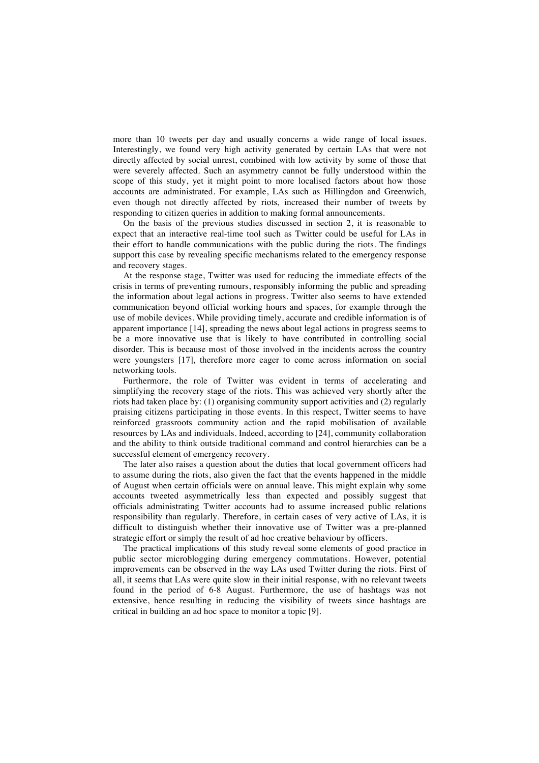more than 10 tweets per day and usually concerns a wide range of local issues. Interestingly, we found very high activity generated by certain LAs that were not directly affected by social unrest, combined with low activity by some of those that were severely affected. Such an asymmetry cannot be fully understood within the scope of this study, yet it might point to more localised factors about how those accounts are administrated. For example, LAs such as Hillingdon and Greenwich, even though not directly affected by riots, increased their number of tweets by responding to citizen queries in addition to making formal announcements.

On the basis of the previous studies discussed in section 2, it is reasonable to expect that an interactive real-time tool such as Twitter could be useful for LAs in their effort to handle communications with the public during the riots. The findings support this case by revealing specific mechanisms related to the emergency response and recovery stages.

At the response stage, Twitter was used for reducing the immediate effects of the crisis in terms of preventing rumours, responsibly informing the public and spreading the information about legal actions in progress. Twitter also seems to have extended communication beyond official working hours and spaces, for example through the use of mobile devices. While providing timely, accurate and credible information is of apparent importance [14], spreading the news about legal actions in progress seems to be a more innovative use that is likely to have contributed in controlling social disorder. This is because most of those involved in the incidents across the country were youngsters [17], therefore more eager to come across information on social networking tools.

Furthermore, the role of Twitter was evident in terms of accelerating and simplifying the recovery stage of the riots. This was achieved very shortly after the riots had taken place by: (1) organising community support activities and (2) regularly praising citizens participating in those events. In this respect, Twitter seems to have reinforced grassroots community action and the rapid mobilisation of available resources by LAs and individuals. Indeed, according to [24], community collaboration and the ability to think outside traditional command and control hierarchies can be a successful element of emergency recovery.

The later also raises a question about the duties that local government officers had to assume during the riots, also given the fact that the events happened in the middle of August when certain officials were on annual leave. This might explain why some accounts tweeted asymmetrically less than expected and possibly suggest that officials administrating Twitter accounts had to assume increased public relations responsibility than regularly. Therefore, in certain cases of very active of LAs, it is difficult to distinguish whether their innovative use of Twitter was a pre-planned strategic effort or simply the result of ad hoc creative behaviour by officers.

The practical implications of this study reveal some elements of good practice in public sector microblogging during emergency commutations. However, potential improvements can be observed in the way LAs used Twitter during the riots. First of all, it seems that LAs were quite slow in their initial response, with no relevant tweets found in the period of 6-8 August. Furthermore, the use of hashtags was not extensive, hence resulting in reducing the visibility of tweets since hashtags are critical in building an ad hoc space to monitor a topic [9].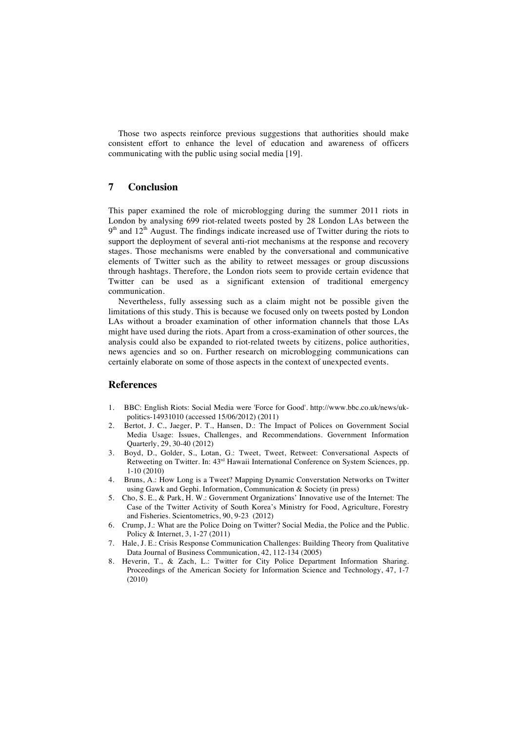Those two aspects reinforce previous suggestions that authorities should make consistent effort to enhance the level of education and awareness of officers communicating with the public using social media [19].

## 7 Conclusion

This paper examined the role of microblogging during the summer 2011 riots in London by analysing 699 riot-related tweets posted by 28 London LAs between the 9[th] and 12[th] August. The findings indicate increased use of Twitter during the riots to support the deployment of several anti-riot mechanisms at the response and recovery stages. Those mechanisms were enabled by the conversational and communicative elements of Twitter such as the ability to retweet messages or group discussions through hashtags. Therefore, the London riots seem to provide certain evidence that Twitter can be used as a significant extension of traditional emergency communication.

Nevertheless, fully assessing such as a claim might not be possible given the limitations of this study. This is because we focused only on tweets posted by London LAs without a broader examination of other information channels that those LAs might have used during the riots. Apart from a cross-examination of other sources, the analysis could also be expanded to riot-related tweets by citizens, police authorities, news agencies and so on. Further research on microblogging communications can certainly elaborate on some of those aspects in the context of unexpected events.

## References

1. BBC: English Riots: Social Media were 'Force for Good'. http://www.bbc.co.uk/news/uk-politics-14931010 (accessed 15/06/2012) (2011)
2. Bertot, J. C., Jaeger, P. T., Hansen, D.: The Impact of Polices on Government Social Media Usage: Issues, Challenges, and Recommendations. Government Information Quarterly, 29, 30-40 (2012)
3. Boyd, D., Golder, S., Lotan, G.: Tweet, Tweet, Retweet: Conversational Aspects of Retweeting on Twitter. In: 43[rd] Hawaii International Conference on System Sciences, pp. 1-10 (2010)
4. Bruns, A.: How Long is a Tweet? Mapping Dynamic Converstation Networks on Twitter using Gawk and Gephi. Information, Communication & Society (in press)
5. Cho, S. E., & Park, H. W.: Government Organizations' Innovative use of the Internet: The Case of the Twitter Activity of South Korea's Ministry for Food, Agriculture, Forestry and Fisheries. Scientometrics, 90, 9-23 (2012)
6. Crump, J.: What are the Police Doing on Twitter? Social Media, the Police and the Public. Policy & Internet, 3, 1-27 (2011)
7. Hale, J. E.: Crisis Response Communication Challenges: Building Theory from Qualitative Data Journal of Business Communication, 42, 112-134 (2005)
8. Heverin, T., & Zach, L.: Twitter for City Police Department Information Sharing. Proceedings of the American Society for Information Science and Technology, 47, 1-7 (2010)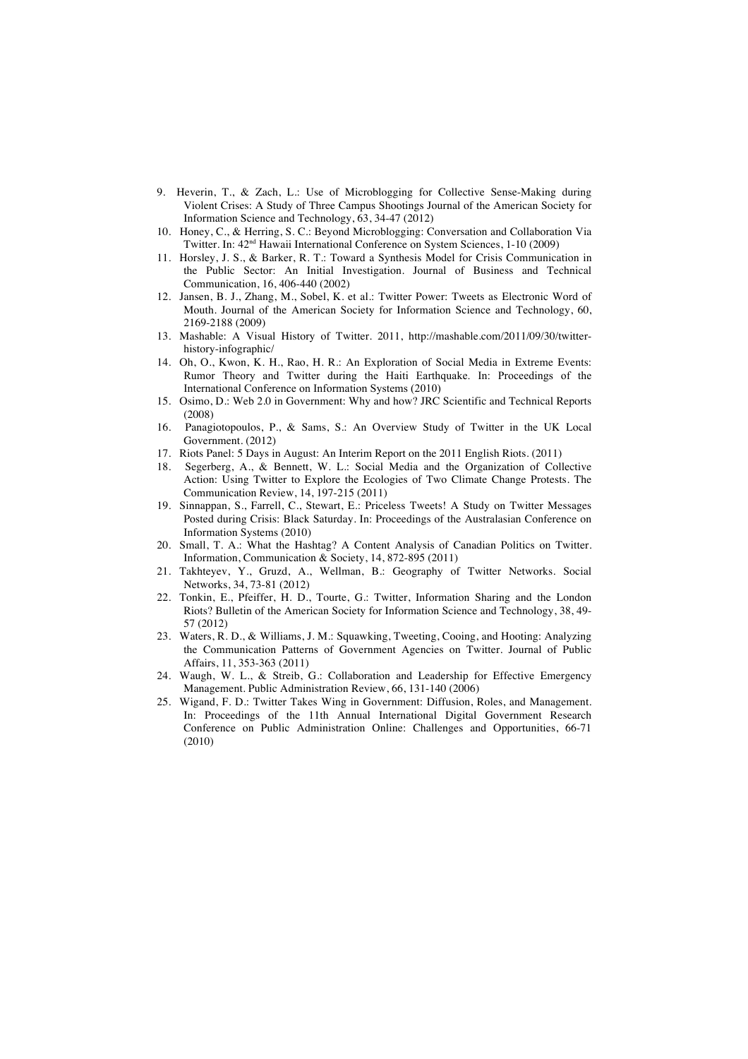9. Heverin, T., & Zach, L.: Use of Microblogging for Collective Sense-Making during Violent Crises: A Study of Three Campus Shootings Journal of the American Society for Information Science and Technology, 63, 34-47 (2012)
10. Honey, C., & Herring, S. C.: Beyond Microblogging: Conversation and Collaboration Via Twitter. In: 42nd Hawaii International Conference on System Sciences, 1-10 (2009)
11. Horsley, J. S., & Barker, R. T.: Toward a Synthesis Model for Crisis Communication in the Public Sector: An Initial Investigation. Journal of Business and Technical Communication, 16, 406-440 (2002)
12. Jansen, B. J., Zhang, M., Sobel, K. et al.: Twitter Power: Tweets as Electronic Word of Mouth. Journal of the American Society for Information Science and Technology, 60, 2169-2188 (2009)
13. Mashable: A Visual History of Twitter. 2011, http://mashable.com/2011/09/30/twitter-history-infographic/
14. Oh, O., Kwon, K. H., Rao, H. R.: An Exploration of Social Media in Extreme Events: Rumor Theory and Twitter during the Haiti Earthquake. In: Proceedings of the International Conference on Information Systems (2010)
15. Osimo, D.: Web 2.0 in Government: Why and how? JRC Scientific and Technical Reports (2008)
16. Panagiotopoulos, P., & Sams, S.: An Overview Study of Twitter in the UK Local Government. (2012)
17. Riots Panel: 5 Days in August: An Interim Report on the 2011 English Riots. (2011)
18. Segerberg, A., & Bennett, W. L.: Social Media and the Organization of Collective Action: Using Twitter to Explore the Ecologies of Two Climate Change Protests. The Communication Review, 14, 197-215 (2011)
19. Sinnappan, S., Farrell, C., Stewart, E.: Priceless Tweets! A Study on Twitter Messages Posted during Crisis: Black Saturday. In: Proceedings of the Australasian Conference on Information Systems (2010)
20. Small, T. A.: What the Hashtag? A Content Analysis of Canadian Politics on Twitter. Information, Communication & Society, 14, 872-895 (2011)
21. Takhteyev, Y., Gruzd, A., Wellman, B.: Geography of Twitter Networks. Social Networks, 34, 73-81 (2012)
22. Tonkin, E., Pfeiffer, H. D., Tourte, G.: Twitter, Information Sharing and the London Riots? Bulletin of the American Society for Information Science and Technology, 38, 49-57 (2012)
23. Waters, R. D., & Williams, J. M.: Squawking, Tweeting, Cooing, and Hooting: Analyzing the Communication Patterns of Government Agencies on Twitter. Journal of Public Affairs, 11, 353-363 (2011)
24. Waugh, W. L., & Streib, G.: Collaboration and Leadership for Effective Emergency Management. Public Administration Review, 66, 131-140 (2006)
25. Wigand, F. D.: Twitter Takes Wing in Government: Diffusion, Roles, and Management. In: Proceedings of the 11th Annual International Digital Government Research Conference on Public Administration Online: Challenges and Opportunities, 66-71 (2010)